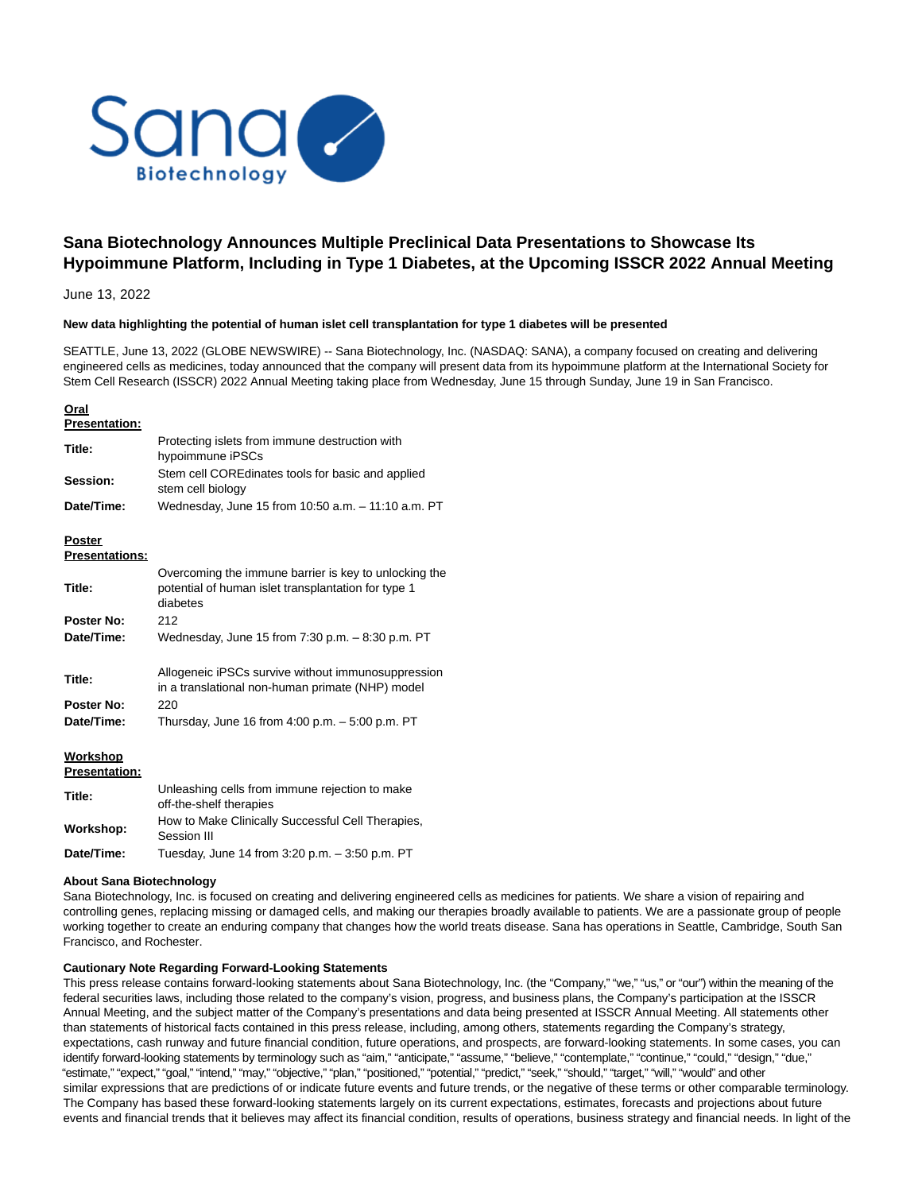# Sana Biotechnology Announces Multiple Preclinical Data Presentations to Showcase Its Hypoimmune Platform, Including in Type 1 Diabetes, at the Upcoming ISSCR 2022 Annual Meeting

June 13, 2022

**New data highlighting the potential of human islet cell transplantation for type 1 diabetes will be presented**

SEATTLE, June 13, 2022 (GLOBE NEWSWIRE) -- Sana Biotechnology, Inc. (NASDAQ: SANA), a company focused on creating and delivering engineered cells as medicines, today announced that the company will present data from its hypoimmune platform at the International Society for Stem Cell Research (ISSCR) 2022 Annual Meeting taking place from Wednesday, June 15 through Sunday, June 19 in San Francisco.

**Oral Presentation:**

| | |
|---|---|
| **Title:** | Protecting islets from immune destruction with hypoimmune iPSCs |
| **Session:** | Stem cell COREdinates tools for basic and applied stem cell biology |
| **Date/Time:** | Wednesday, June 15 from 10:50 a.m. – 11:10 a.m. PT |

**Poster Presentations:**

| | |
|---|---|
| **Title:** | Overcoming the immune barrier is key to unlocking the potential of human islet transplantation for type 1 diabetes |
| **Poster No:** | 212 |
| **Date/Time:** | Wednesday, June 15 from 7:30 p.m. – 8:30 p.m. PT |
| **Title:** | Allogeneic iPSCs survive without immunosuppression in a translational non-human primate (NHP) model |
| **Poster No:** | 220 |
| **Date/Time:** | Thursday, June 16 from 4:00 p.m. – 5:00 p.m. PT |

**Workshop Presentation:**

| | |
|---|---|
| **Title:** | Unleashing cells from immune rejection to make off-the-shelf therapies |
| **Workshop:** | How to Make Clinically Successful Cell Therapies, Session III |
| **Date/Time:** | Tuesday, June 14 from 3:20 p.m. – 3:50 p.m. PT |

**About Sana Biotechnology**

Sana Biotechnology, Inc. is focused on creating and delivering engineered cells as medicines for patients. We share a vision of repairing and controlling genes, replacing missing or damaged cells, and making our therapies broadly available to patients. We are a passionate group of people working together to create an enduring company that changes how the world treats disease. Sana has operations in Seattle, Cambridge, South San Francisco, and Rochester.

**Cautionary Note Regarding Forward-Looking Statements**

This press release contains forward-looking statements about Sana Biotechnology, Inc. (the "Company," "we," "us," or "our") within the meaning of the federal securities laws, including those related to the company's vision, progress, and business plans, the Company's participation at the ISSCR Annual Meeting, and the subject matter of the Company's presentations and data being presented at ISSCR Annual Meeting. All statements other than statements of historical facts contained in this press release, including, among others, statements regarding the Company's strategy, expectations, cash runway and future financial condition, future operations, and prospects, are forward-looking statements. In some cases, you can identify forward-looking statements by terminology such as "aim," "anticipate," "assume," "believe," "contemplate," "continue," "could," "design," "due," "estimate," "expect," "goal," "intend," "may," "objective," "plan," "positioned," "potential," "predict," "seek," "should," "target," "will," "would" and other similar expressions that are predictions of or indicate future events and future trends, or the negative of these terms or other comparable terminology. The Company has based these forward-looking statements largely on its current expectations, estimates, forecasts and projections about future events and financial trends that it believes may affect its financial condition, results of operations, business strategy and financial needs. In light of the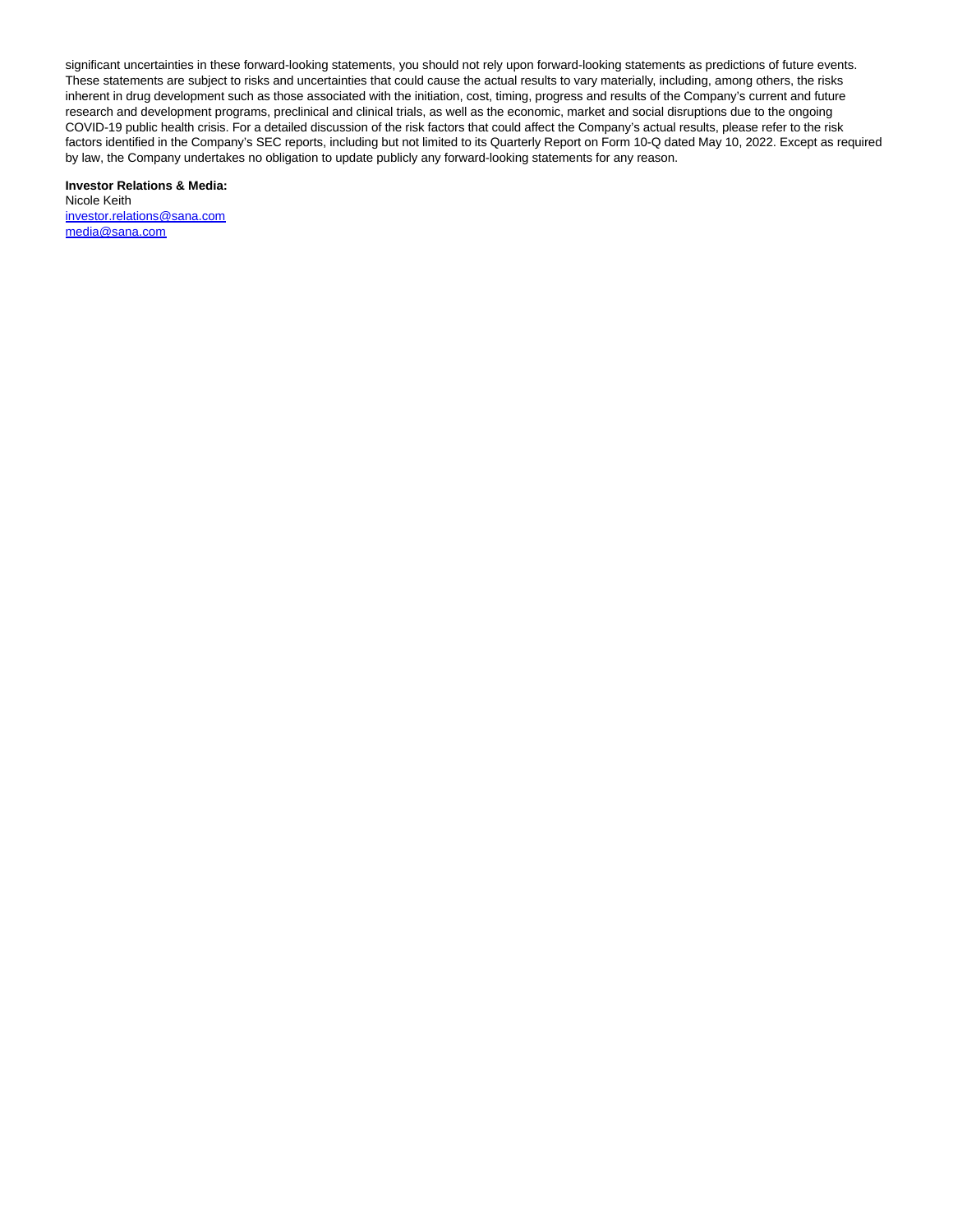significant uncertainties in these forward-looking statements, you should not rely upon forward-looking statements as predictions of future events. These statements are subject to risks and uncertainties that could cause the actual results to vary materially, including, among others, the risks inherent in drug development such as those associated with the initiation, cost, timing, progress and results of the Company's current and future research and development programs, preclinical and clinical trials, as well as the economic, market and social disruptions due to the ongoing COVID-19 public health crisis. For a detailed discussion of the risk factors that could affect the Company's actual results, please refer to the risk factors identified in the Company's SEC reports, including but not limited to its Quarterly Report on Form 10-Q dated May 10, 2022. Except as required by law, the Company undertakes no obligation to update publicly any forward-looking statements for any reason.

**Investor Relations & Media:**
Nicole Keith
investor.relations@sana.com
media@sana.com